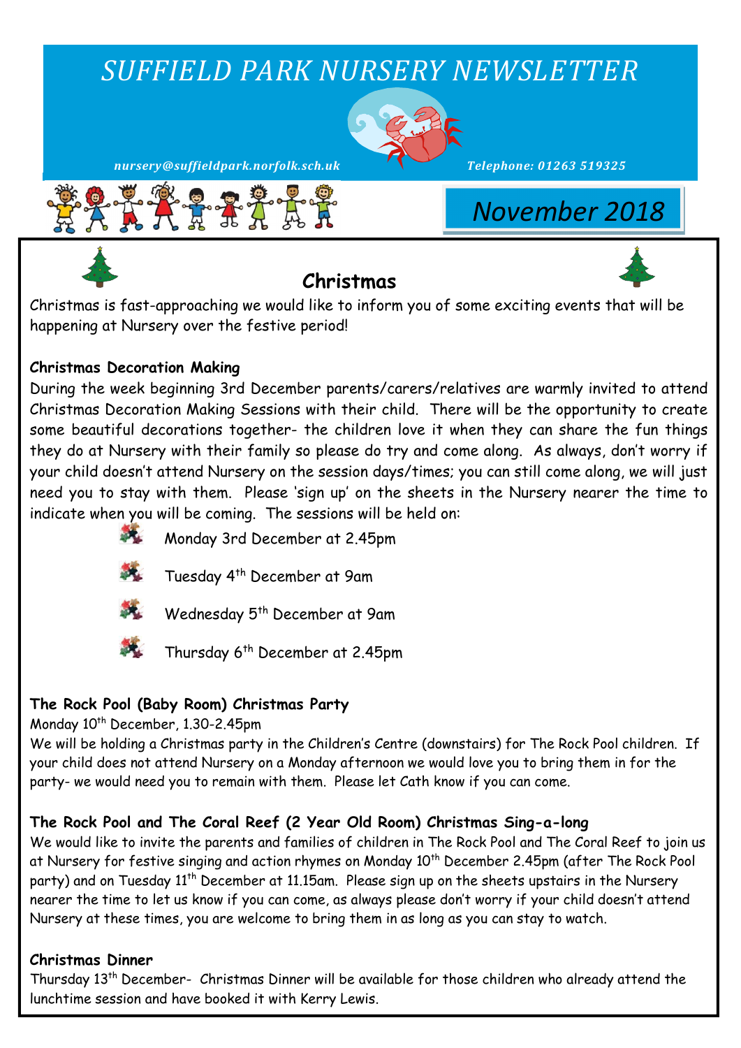# SUFFIELD PARK NURSERY NEWSLETTER

*nursery@suffieldpark.norfolk.sch.uk* *Telephone: 01263 519325*

## November 2018

## Christmas

Christmas is fast-approaching we would like to inform you of some exciting events that will be happening at Nursery over the festive period!

**Christmas Decoration Making**

During the week beginning 3rd December parents/carers/relatives are warmly invited to attend Christmas Decoration Making Sessions with their child. There will be the opportunity to create some beautiful decorations together- the children love it when they can share the fun things they do at Nursery with their family so please do try and come along. As always, don't worry if your child doesn't attend Nursery on the session days/times; you can still come along, we will just need you to stay with them. Please 'sign up' on the sheets in the Nursery nearer the time to indicate when you will be coming. The sessions will be held on:

- Monday 3rd December at 2.45pm
- Tuesday 4th December at 9am
- Wednesday 5th December at 9am
- Thursday 6th December at 2.45pm

**The Rock Pool (Baby Room) Christmas Party**

Monday 10th December, 1.30-2.45pm

We will be holding a Christmas party in the Children's Centre (downstairs) for The Rock Pool children. If your child does not attend Nursery on a Monday afternoon we would love you to bring them in for the party- we would need you to remain with them. Please let Cath know if you can come.

**The Rock Pool and The Coral Reef (2 Year Old Room) Christmas Sing-a-long**

We would like to invite the parents and families of children in The Rock Pool and The Coral Reef to join us at Nursery for festive singing and action rhymes on Monday 10th December 2.45pm (after The Rock Pool party) and on Tuesday 11th December at 11.15am. Please sign up on the sheets upstairs in the Nursery nearer the time to let us know if you can come, as always please don't worry if your child doesn't attend Nursery at these times, you are welcome to bring them in as long as you can stay to watch.

**Christmas Dinner**

Thursday 13th December- Christmas Dinner will be available for those children who already attend the lunchtime session and have booked it with Kerry Lewis.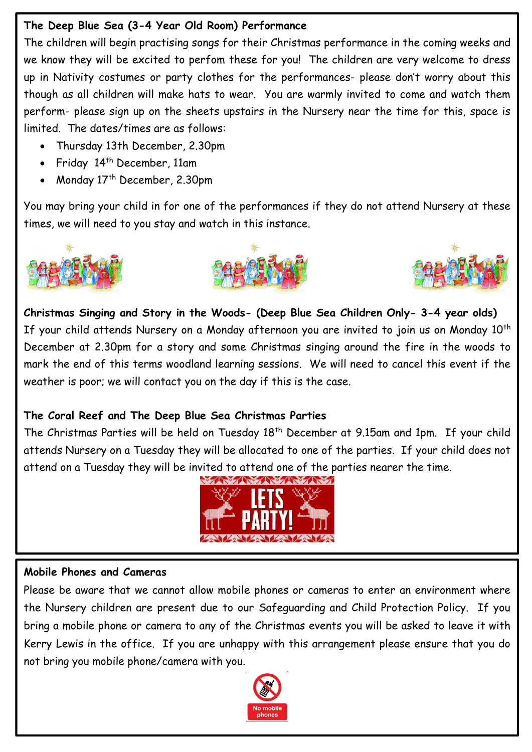### The Deep Blue Sea (3-4 Year Old Room) Performance

The children will begin practising songs for their Christmas performance in the coming weeks and we know they will be excited to perfom these for you! The children are very welcome to dress up in Nativity costumes or party clothes for the performances- please don't worry about this though as all children will make hats to wear. You are warmly invited to come and watch them perform- please sign up on the sheets upstairs in the Nursery near the time for this, space is limited. The dates/times are as follows:

- Thursday 13th December, 2.30pm
- Friday 14th December, 11am
- Monday 17th December, 2.30pm

You may bring your child in for one of the performances if they do not attend Nursery at these times, we will need to you stay and watch in this instance.

### Christmas Singing and Story in the Woods- (Deep Blue Sea Children Only- 3-4 year olds)

If your child attends Nursery on a Monday afternoon you are invited to join us on Monday 10th December at 2.30pm for a story and some Christmas singing around the fire in the woods to mark the end of this terms woodland learning sessions. We will need to cancel this event if the weather is poor; we will contact you on the day if this is the case.

### The Coral Reef and The Deep Blue Sea Christmas Parties

The Christmas Parties will be held on Tuesday 18th December at 9.15am and 1pm. If your child attends Nursery on a Tuesday they will be allocated to one of the parties. If your child does not attend on a Tuesday they will be invited to attend one of the parties nearer the time.

### Mobile Phones and Cameras

Please be aware that we cannot allow mobile phones or cameras to enter an environment where the Nursery children are present due to our Safeguarding and Child Protection Policy. If you bring a mobile phone or camera to any of the Christmas events you will be asked to leave it with Kerry Lewis in the office. If you are unhappy with this arrangement please ensure that you do not bring you mobile phone/camera with you.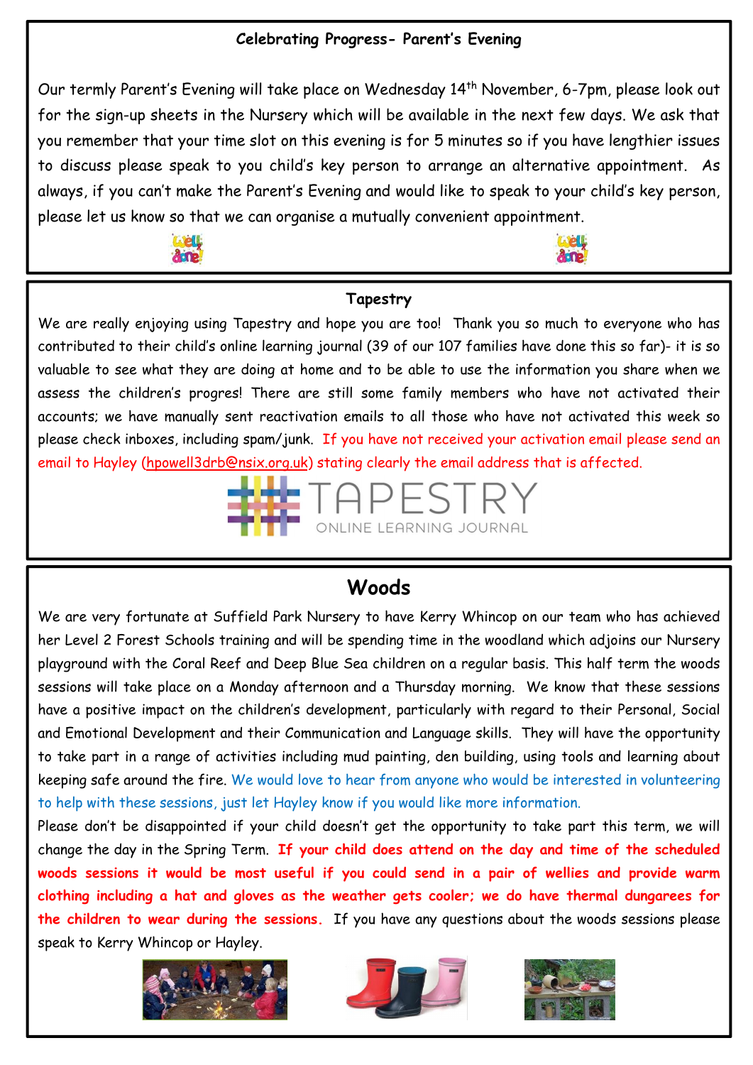**Celebrating Progress- Parent's Evening**

Our termly Parent's Evening will take place on Wednesday 14th November, 6-7pm, please look out for the sign-up sheets in the Nursery which will be available in the next few days. We ask that you remember that your time slot on this evening is for 5 minutes so if you have lengthier issues to discuss please speak to you child's key person to arrange an alternative appointment. As always, if you can't make the Parent's Evening and would like to speak to your child's key person, please let us know so that we can organise a mutually convenient appointment.

**Tapestry**

We are really enjoying using Tapestry and hope you are too! Thank you so much to everyone who has contributed to their child's online learning journal (39 of our 107 families have done this so far)- it is so valuable to see what they are doing at home and to be able to use the information you share when we assess the children's progres! There are still some family members who have not activated their accounts; we have manually sent reactivation emails to all those who have not activated this week so please check inboxes, including spam/junk. If you have not received your activation email please send an email to Hayley (hpowell3drb@nsix.org.uk) stating clearly the email address that is affected.

## Woods

We are very fortunate at Suffield Park Nursery to have Kerry Whincop on our team who has achieved her Level 2 Forest Schools training and will be spending time in the woodland which adjoins our Nursery playground with the Coral Reef and Deep Blue Sea children on a regular basis. This half term the woods sessions will take place on a Monday afternoon and a Thursday morning. We know that these sessions have a positive impact on the children's development, particularly with regard to their Personal, Social and Emotional Development and their Communication and Language skills. They will have the opportunity to take part in a range of activities including mud painting, den building, using tools and learning about keeping safe around the fire. We would love to hear from anyone who would be interested in volunteering to help with these sessions, just let Hayley know if you would like more information.

Please don't be disappointed if your child doesn't get the opportunity to take part this term, we will change the day in the Spring Term. **If your child does attend on the day and time of the scheduled woods sessions it would be most useful if you could send in a pair of wellies and provide warm clothing including a hat and gloves as the weather gets cooler; we do have thermal dungarees for the children to wear during the sessions.** If you have any questions about the woods sessions please speak to Kerry Whincop or Hayley.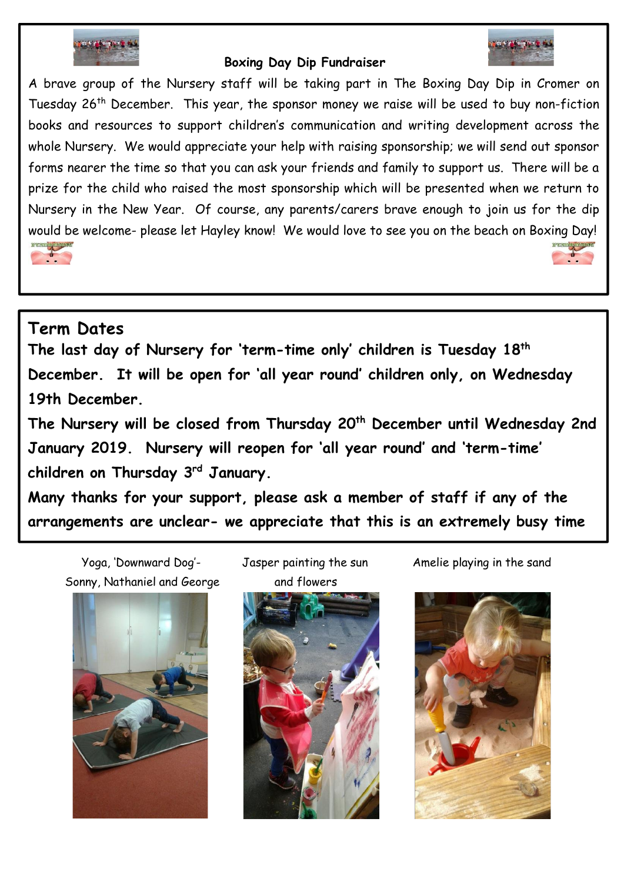## Boxing Day Dip Fundraiser

A brave group of the Nursery staff will be taking part in The Boxing Day Dip in Cromer on Tuesday 26th December. This year, the sponsor money we raise will be used to buy non-fiction books and resources to support children's communication and writing development across the whole Nursery. We would appreciate your help with raising sponsorship; we will send out sponsor forms nearer the time so that you can ask your friends and family to support us. There will be a prize for the child who raised the most sponsorship which will be presented when we return to Nursery in the New Year. Of course, any parents/carers brave enough to join us for the dip would be welcome- please let Hayley know! We would love to see you on the beach on Boxing Day!

## Term Dates

**The last day of Nursery for 'term-time only' children is Tuesday 18th December. It will be open for 'all year round' children only, on Wednesday 19th December.**

**The Nursery will be closed from Thursday 20th December until Wednesday 2nd January 2019. Nursery will reopen for 'all year round' and 'term-time' children on Thursday 3rd January.**

**Many thanks for your support, please ask a member of staff if any of the arrangements are unclear- we appreciate that this is an extremely busy time**

Yoga, 'Downward Dog'- Sonny, Nathaniel and George

Jasper painting the sun and flowers

Amelie playing in the sand